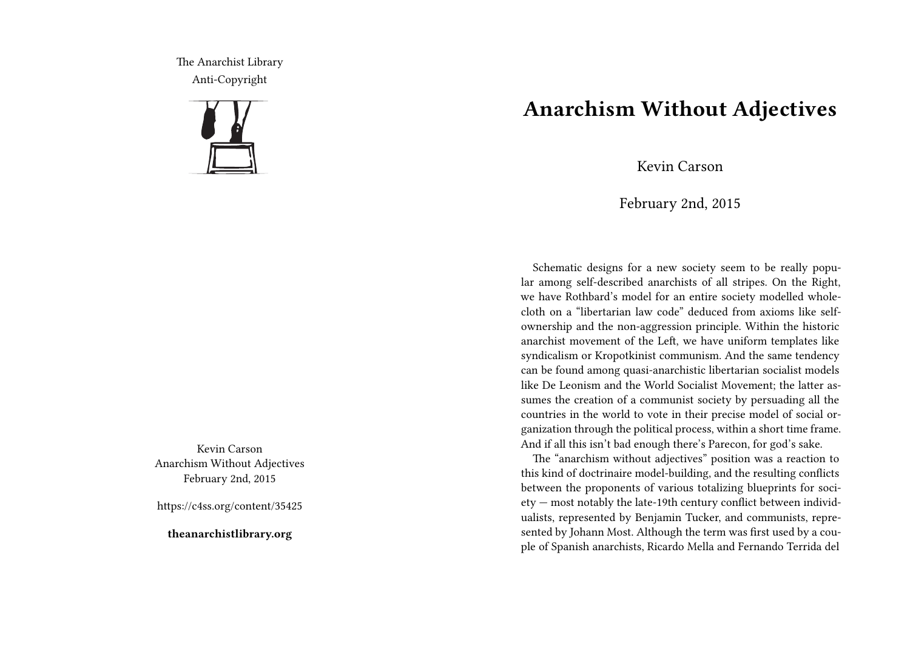The Anarchist Library
Anti-Copyright

Kevin Carson
Anarchism Without Adjectives
February 2nd, 2015

https://c4ss.org/content/35425

**theanarchistlibrary.org**

# Anarchism Without Adjectives

Kevin Carson

February 2nd, 2015

Schematic designs for a new society seem to be really popular among self-described anarchists of all stripes. On the Right, we have Rothbard's model for an entire society modelled wholecloth on a "libertarian law code" deduced from axioms like self-ownership and the non-aggression principle. Within the historic anarchist movement of the Left, we have uniform templates like syndicalism or Kropotkinist communism. And the same tendency can be found among quasi-anarchistic libertarian socialist models like De Leonism and the World Socialist Movement; the latter assumes the creation of a communist society by persuading all the countries in the world to vote in their precise model of social organization through the political process, within a short time frame. And if all this isn't bad enough there's Parecon, for god's sake.

The "anarchism without adjectives" position was a reaction to this kind of doctrinaire model-building, and the resulting conflicts between the proponents of various totalizing blueprints for society — most notably the late-19th century conflict between individualists, represented by Benjamin Tucker, and communists, represented by Johann Most. Although the term was first used by a couple of Spanish anarchists, Ricardo Mella and Fernando Terrida del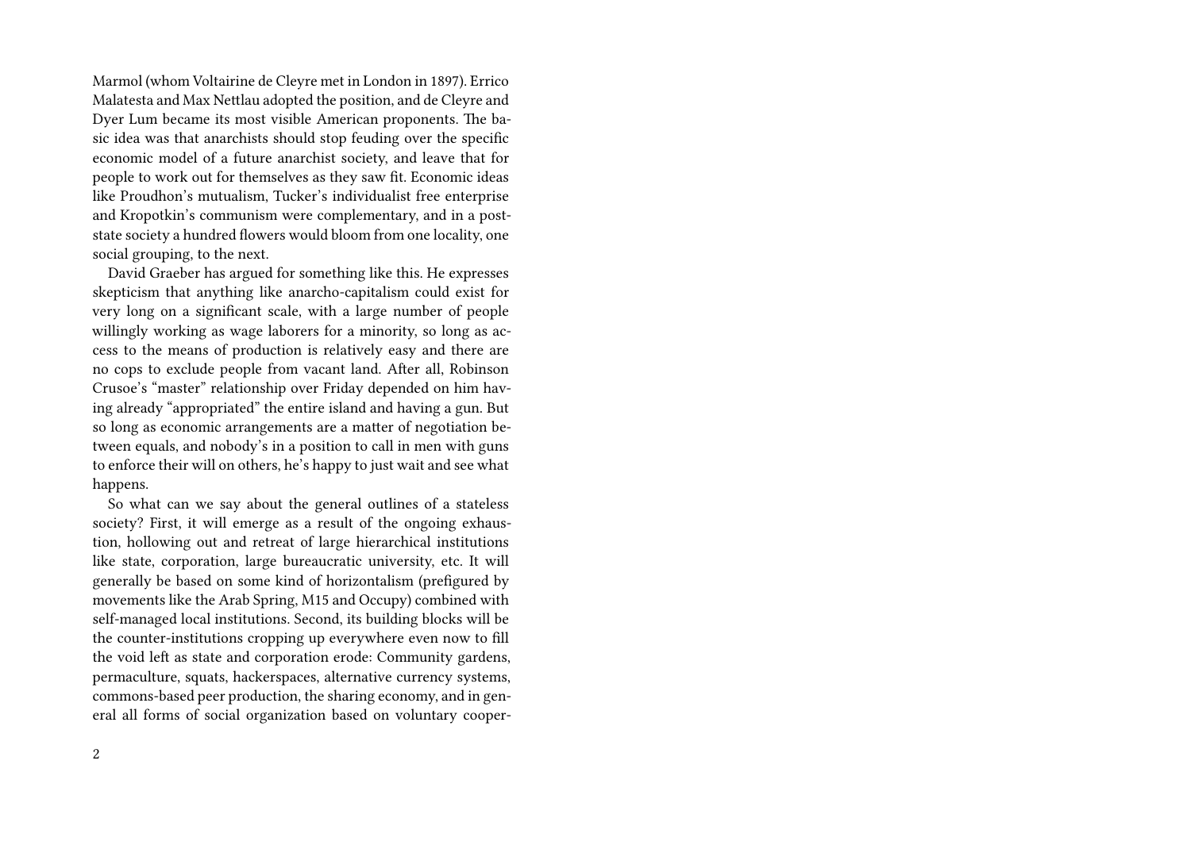Marmol (whom Voltairine de Cleyre met in London in 1897). Errico Malatesta and Max Nettlau adopted the position, and de Cleyre and Dyer Lum became its most visible American proponents. The basic idea was that anarchists should stop feuding over the specific economic model of a future anarchist society, and leave that for people to work out for themselves as they saw fit. Economic ideas like Proudhon's mutualism, Tucker's individualist free enterprise and Kropotkin's communism were complementary, and in a post-state society a hundred flowers would bloom from one locality, one social grouping, to the next.

David Graeber has argued for something like this. He expresses skepticism that anything like anarcho-capitalism could exist for very long on a significant scale, with a large number of people willingly working as wage laborers for a minority, so long as access to the means of production is relatively easy and there are no cops to exclude people from vacant land. After all, Robinson Crusoe's "master" relationship over Friday depended on him having already "appropriated" the entire island and having a gun. But so long as economic arrangements are a matter of negotiation between equals, and nobody's in a position to call in men with guns to enforce their will on others, he's happy to just wait and see what happens.

So what can we say about the general outlines of a stateless society? First, it will emerge as a result of the ongoing exhaustion, hollowing out and retreat of large hierarchical institutions like state, corporation, large bureaucratic university, etc. It will generally be based on some kind of horizontalism (prefigured by movements like the Arab Spring, M15 and Occupy) combined with self-managed local institutions. Second, its building blocks will be the counter-institutions cropping up everywhere even now to fill the void left as state and corporation erode: Community gardens, permaculture, squats, hackerspaces, alternative currency systems, commons-based peer production, the sharing economy, and in general all forms of social organization based on voluntary cooper-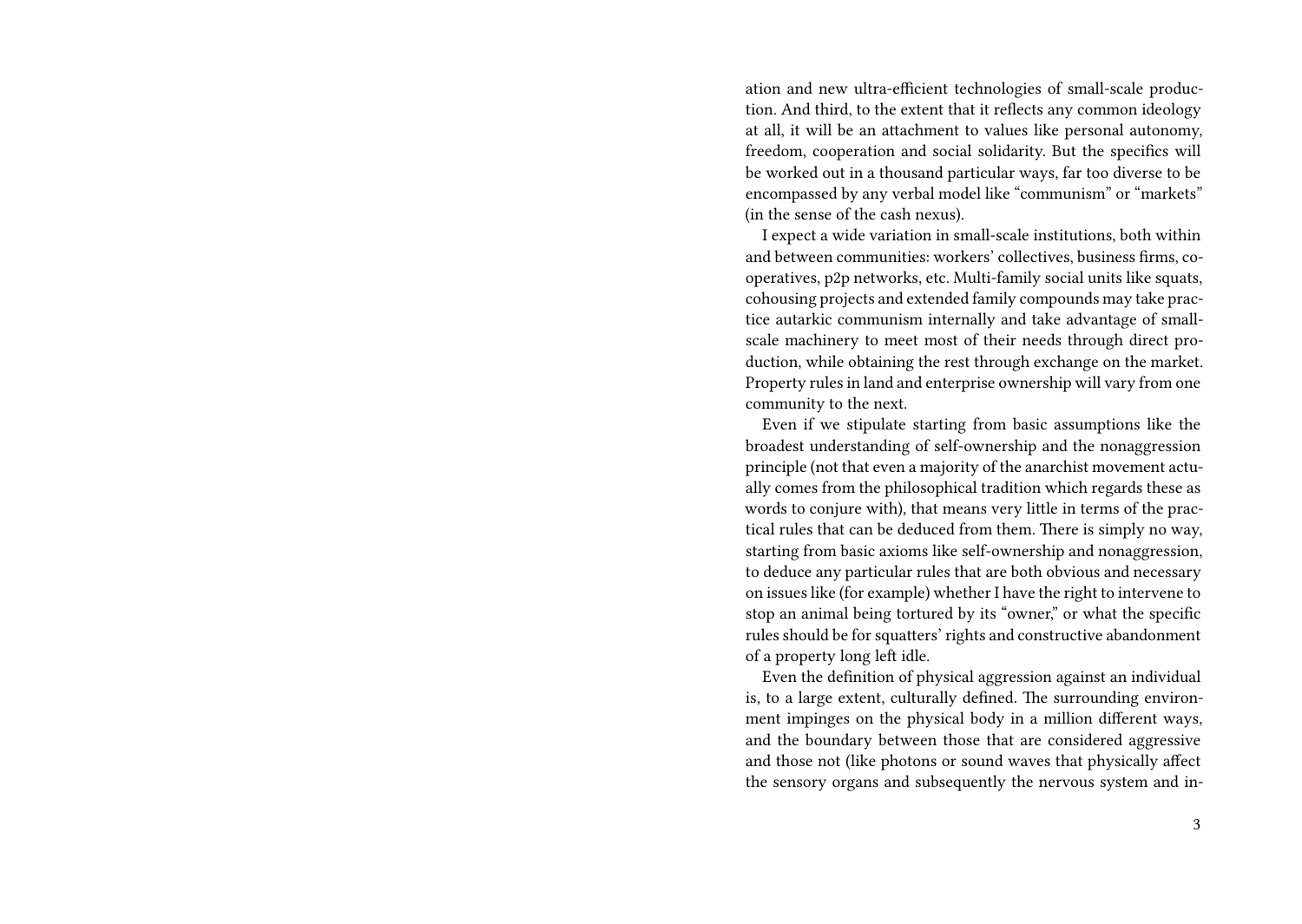ation and new ultra-efficient technologies of small-scale production. And third, to the extent that it reflects any common ideology at all, it will be an attachment to values like personal autonomy, freedom, cooperation and social solidarity. But the specifics will be worked out in a thousand particular ways, far too diverse to be encompassed by any verbal model like "communism" or "markets" (in the sense of the cash nexus).

I expect a wide variation in small-scale institutions, both within and between communities: workers' collectives, business firms, cooperatives, p2p networks, etc. Multi-family social units like squats, cohousing projects and extended family compounds may take practice autarkic communism internally and take advantage of small-scale machinery to meet most of their needs through direct production, while obtaining the rest through exchange on the market. Property rules in land and enterprise ownership will vary from one community to the next.

Even if we stipulate starting from basic assumptions like the broadest understanding of self-ownership and the nonaggression principle (not that even a majority of the anarchist movement actually comes from the philosophical tradition which regards these as words to conjure with), that means very little in terms of the practical rules that can be deduced from them. There is simply no way, starting from basic axioms like self-ownership and nonaggression, to deduce any particular rules that are both obvious and necessary on issues like (for example) whether I have the right to intervene to stop an animal being tortured by its "owner," or what the specific rules should be for squatters' rights and constructive abandonment of a property long left idle.

Even the definition of physical aggression against an individual is, to a large extent, culturally defined. The surrounding environment impinges on the physical body in a million different ways, and the boundary between those that are considered aggressive and those not (like photons or sound waves that physically affect the sensory organs and subsequently the nervous system and in-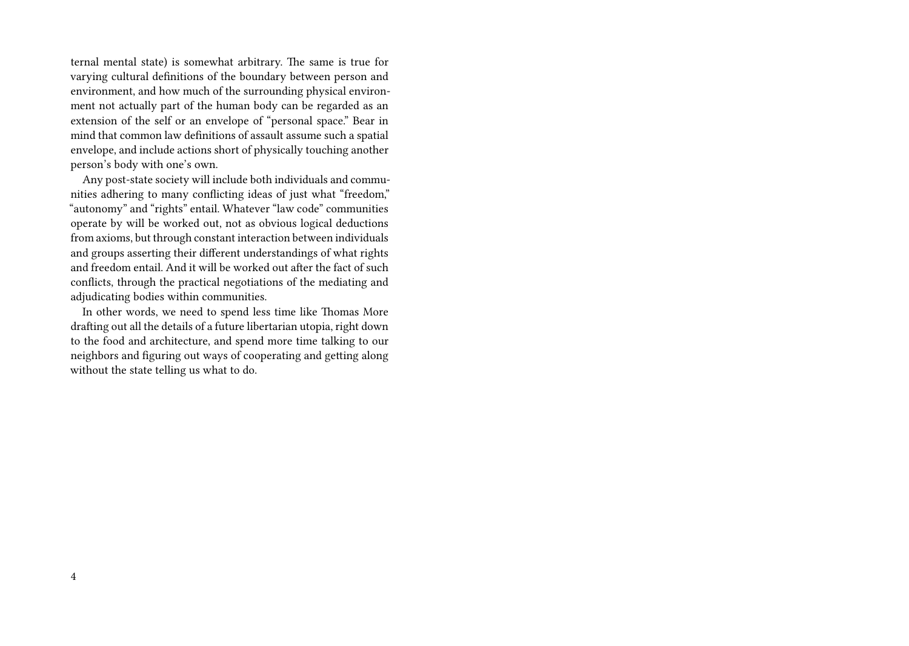ternal mental state) is somewhat arbitrary. The same is true for varying cultural definitions of the boundary between person and environment, and how much of the surrounding physical environment not actually part of the human body can be regarded as an extension of the self or an envelope of "personal space." Bear in mind that common law definitions of assault assume such a spatial envelope, and include actions short of physically touching another person's body with one's own.

Any post-state society will include both individuals and communities adhering to many conflicting ideas of just what "freedom," "autonomy" and "rights" entail. Whatever "law code" communities operate by will be worked out, not as obvious logical deductions from axioms, but through constant interaction between individuals and groups asserting their different understandings of what rights and freedom entail. And it will be worked out after the fact of such conflicts, through the practical negotiations of the mediating and adjudicating bodies within communities.

In other words, we need to spend less time like Thomas More drafting out all the details of a future libertarian utopia, right down to the food and architecture, and spend more time talking to our neighbors and figuring out ways of cooperating and getting along without the state telling us what to do.